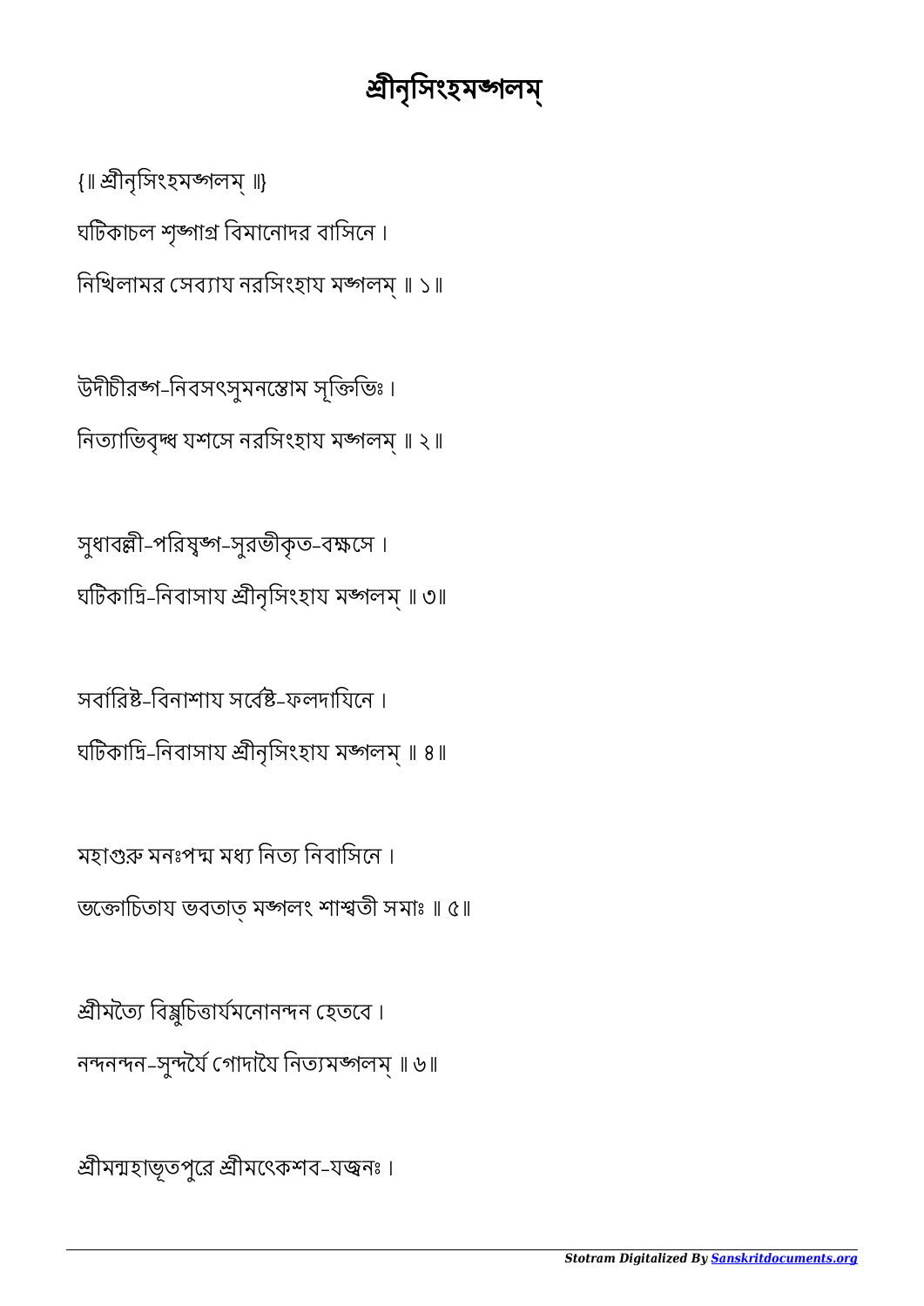# শ্রীনৃসিংহমঙ্গলম্

{॥ শ্রীনৃসিংহমঙ্গলম্ ॥}

ঘটিকাচল শৃঙ্গাগ্র বিমানোদর বাসিনে ।
নিখিলামর সেব্যায নরসিংহায মঙ্গলম্ ॥ ১॥

উদীচীরঙ্গ-নিবসৎসুমনস্তোম সূক্তিভিঃ ।
নিত্যাভিবৃদ্ধ যশসে নরসিংহায মঙ্গলম্ ॥ ২॥

সুধাবল্লী-পরিষ্বঙ্গ-সুরভীকৃত-বক্ষসে ।
ঘটিকাদ্রি-নিবাসায শ্রীনৃসিংহায মঙ্গলম্ ॥ ৩॥

সর্বারিষ্ট-বিনাশায সর্বেষ্ট-ফলদাযিনে ।
ঘটিকাদ্রি-নিবাসায শ্রীনৃসিংহায মঙ্গলম্ ॥ ৪॥

মহাগুরু মনঃপদ্ম মধ্য নিত্য নিবাসিনে ।
ভক্তোচিতায ভবতাত্ মঙ্গলং শাশ্বতী সমাঃ ॥ ৫॥

শ্রীমত্যৈ বিষ্ণুচিত্তার্যমনোনন্দন হেতবে ।
নন্দনন্দন-সুন্দর্যৈ গোদাযৈ নিত্যমঙ্গলম্ ॥ ৬॥

শ্রীমন্মহাভূতপুরে শ্রীমৎকেশব-যজ্বনঃ ।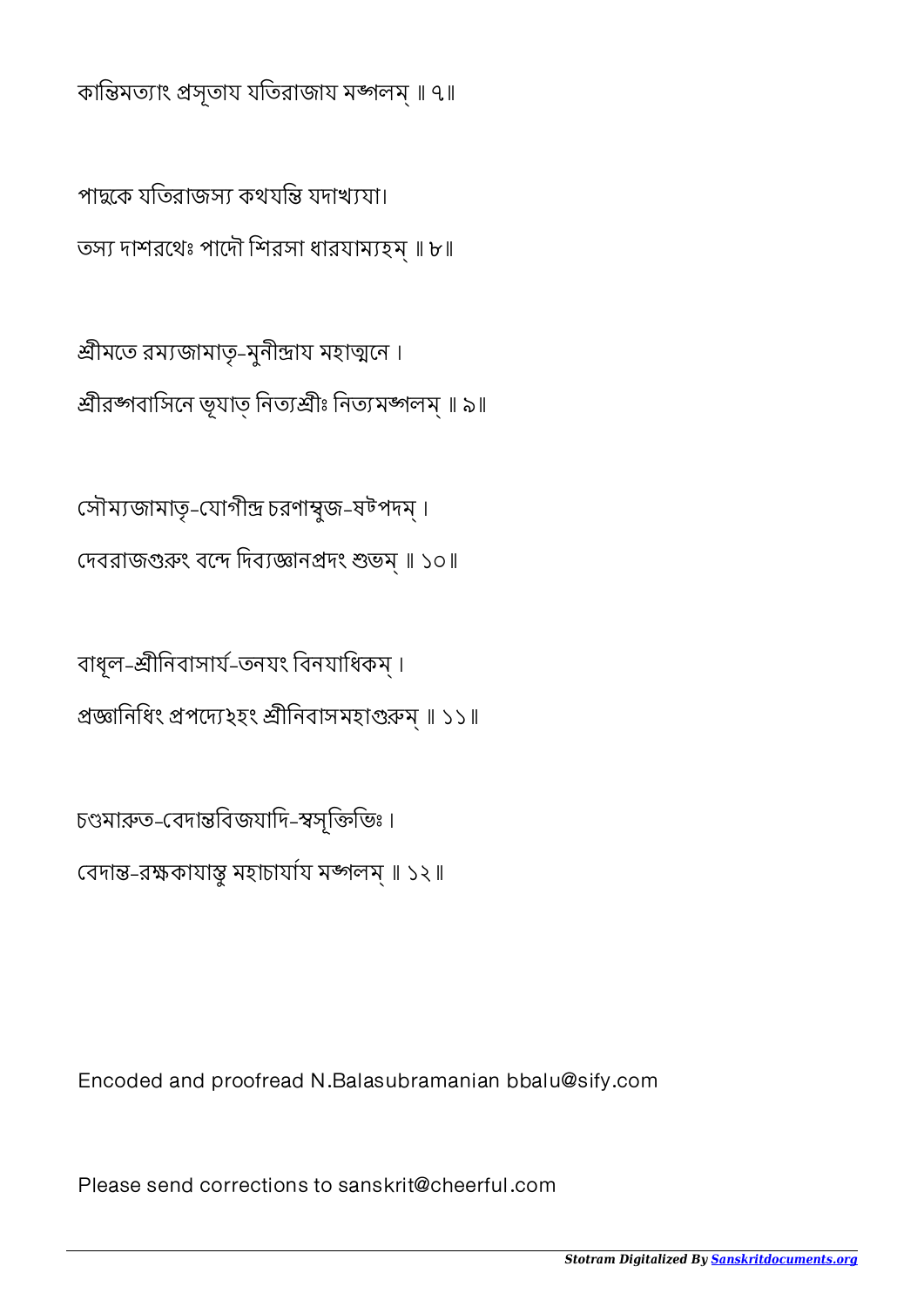কান্তিমত্যাং প্রসূতায যতিরাজায মঙ্গলম্ ॥ ৭॥

পাদুকে যতিরাজস্য কথযন্তি যদাখ্যযা।
তস্য দাশরথেঃ পাদৌ শিরসা ধারযাম্যহম্ ॥ ৮॥

শ্রীমতে রম্যজামাতৃ-মুনীন্দ্রায মহাত্মনে ।
শ্রীরঙ্গবাসিনে ভূযাত্ নিত্যশ্রীঃ নিত্যমঙ্গলম্ ॥ ৯॥

সৌম্যজামাতৃ-যোগীন্দ্র চরণাম্বুজ-ষট্পদম্ ।
দেবরাজগুরুং বন্দে দিব্যজ্ঞানপ্রদং শুভম্ ॥ ১০॥

বাধূল-শ্রীনিবাসার্য-তনযং বিনযাধিকম্ ।
প্রজ্ঞানিধিং প্রপদ্যেঽহং শ্রীনিবাসমহাগুরুম্ ॥ ১১॥

চণ্ডমারুত-বেদান্তবিজযাদি-স্বসূক্তিভিঃ ।
বেদান্ত-রক্ষকাযাস্তু মহাচার্যায মঙ্গলম্ ॥ ১২॥

Encoded and proofread N.Balasubramanian bbalu@sify.com

Please send corrections to sanskrit@cheerful.com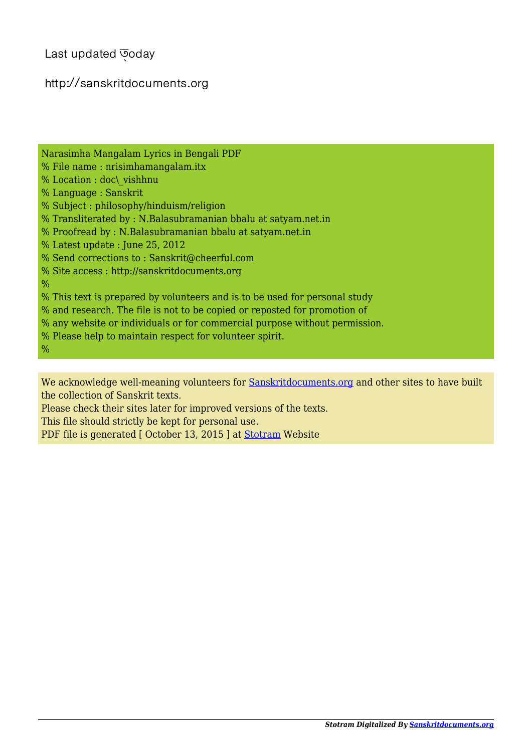Last updated ত্oday

http://sanskritdocuments.org

Narasimha Mangalam Lyrics in Bengali PDF
% File name : nrisimhamangalam.itx
% Location : doc\_vishhnu
% Language : Sanskrit
% Subject : philosophy/hinduism/religion
% Transliterated by : N.Balasubramanian bbalu at satyam.net.in
% Proofread by : N.Balasubramanian bbalu at satyam.net.in
% Latest update : June 25, 2012
% Send corrections to : Sanskrit@cheerful.com
% Site access : http://sanskritdocuments.org
%
% This text is prepared by volunteers and is to be used for personal study
% and research. The file is not to be copied or reposted for promotion of
% any website or individuals or for commercial purpose without permission.
% Please help to maintain respect for volunteer spirit.
%

We acknowledge well-meaning volunteers for Sanskritdocuments.org and other sites to have built the collection of Sanskrit texts.
Please check their sites later for improved versions of the texts.
This file should strictly be kept for personal use.
PDF file is generated [ October 13, 2015 ] at Stotram Website